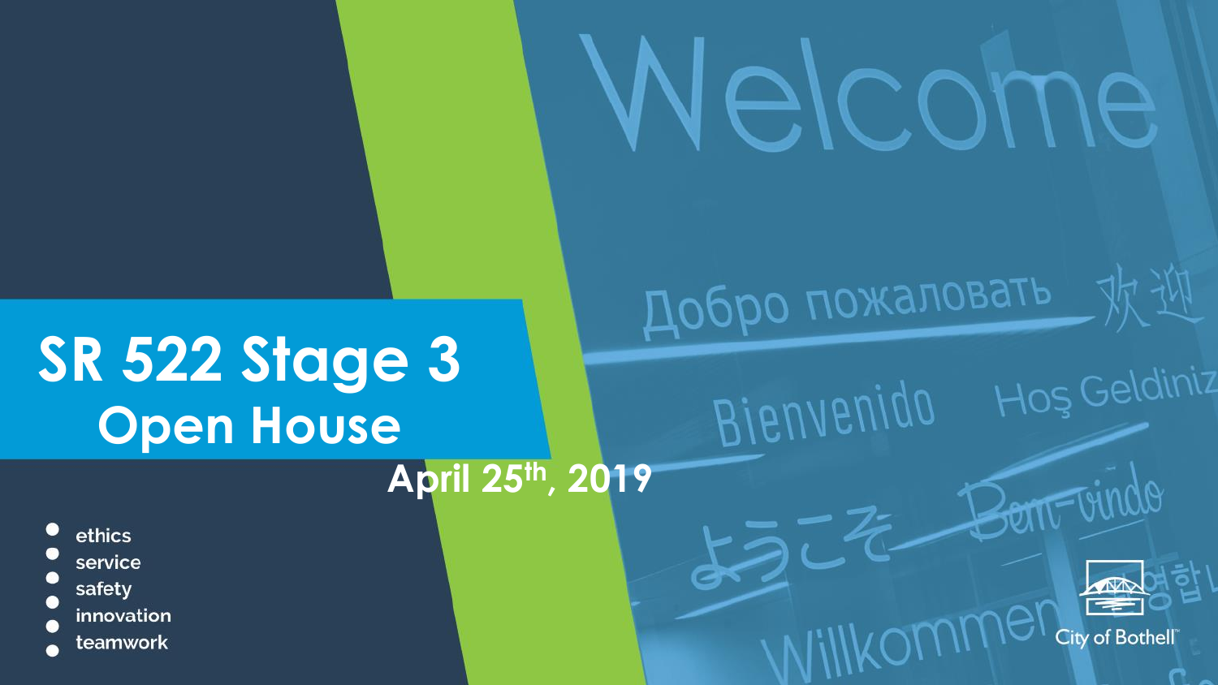# SR 522 Stage 3
## Open House

April 25th, 2019

- ethics
- service
- safety
- innovation
- teamwork

City of Bothell™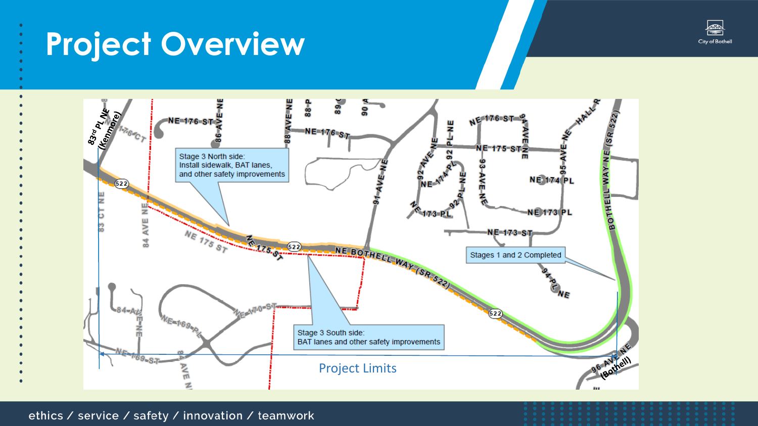# Project Overview

Stage 3 North side:
Install sidewalk, BAT lanes, and other safety improvements

Stages 1 and 2 Completed

Stage 3 South side:
BAT lanes and other safety improvements

Project Limits

83rd PL NE (Kenmore)

96 AVE NE (Bothell)

ethics / service / safety / innovation / teamwork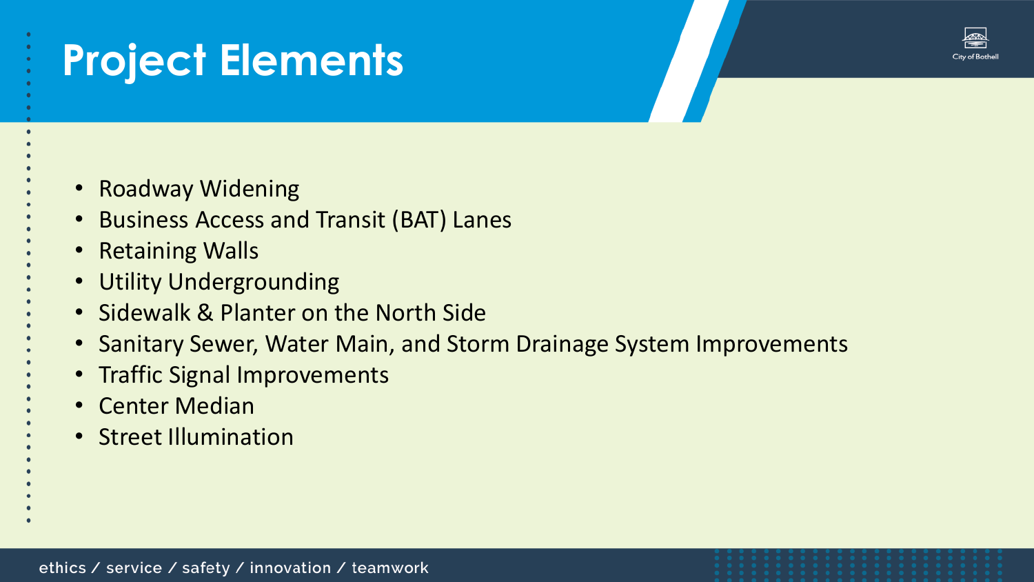# Project Elements

- Roadway Widening
- Business Access and Transit (BAT) Lanes
- Retaining Walls
- Utility Undergrounding
- Sidewalk & Planter on the North Side
- Sanitary Sewer, Water Main, and Storm Drainage System Improvements
- Traffic Signal Improvements
- Center Median
- Street Illumination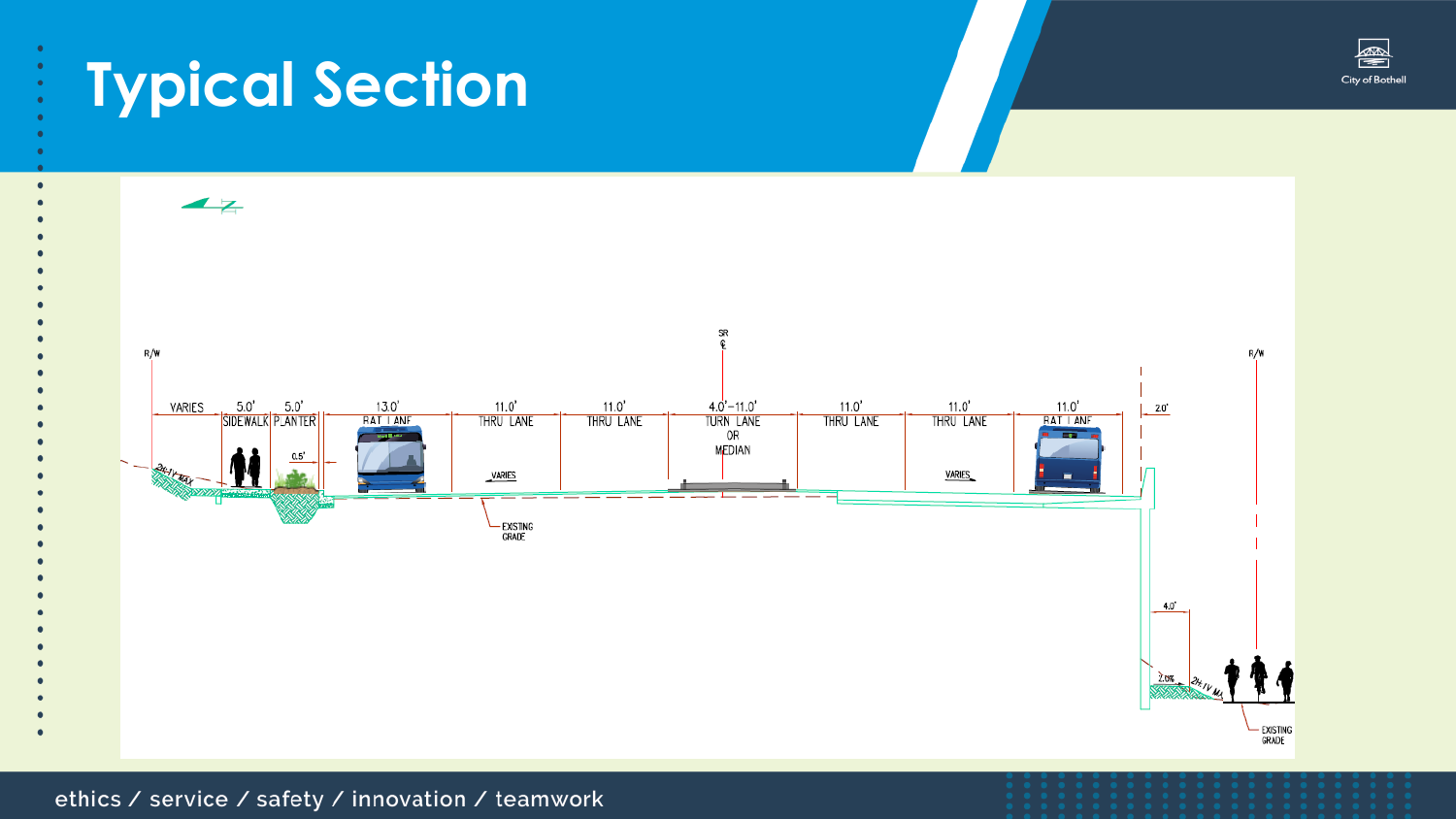# Typical Section

| VARIES | 5.0' | 5.0' | 13.0' | 11.0' | 11.0' | 4.0'–11.0' | 11.0' | 11.0' | 11.0' | 2.0' |
|---|---|---|---|---|---|---|---|---|---|---|
| | SIDEWALK | PLANTER | BAT LANE | THRU LANE | THRU LANE | TURN LANE OR MEDIAN | THRU LANE | THRU LANE | BAT LANE | |

R/W

SR ℄

0.5'

2H:1V MAX

VARIES

EXISTING GRADE

4.0'

2.0%

2H:1V MAX

EXISTING GRADE

ethics / service / safety / innovation / teamwork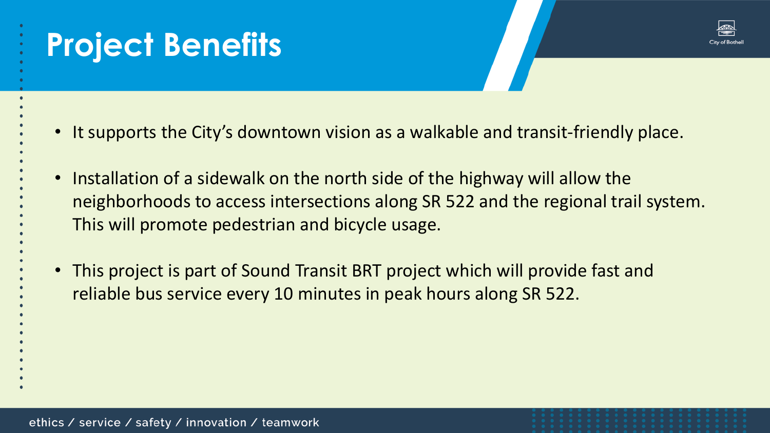# Project Benefits

- It supports the City's downtown vision as a walkable and transit-friendly place.
- Installation of a sidewalk on the north side of the highway will allow the neighborhoods to access intersections along SR 522 and the regional trail system. This will promote pedestrian and bicycle usage.
- This project is part of Sound Transit BRT project which will provide fast and reliable bus service every 10 minutes in peak hours along SR 522.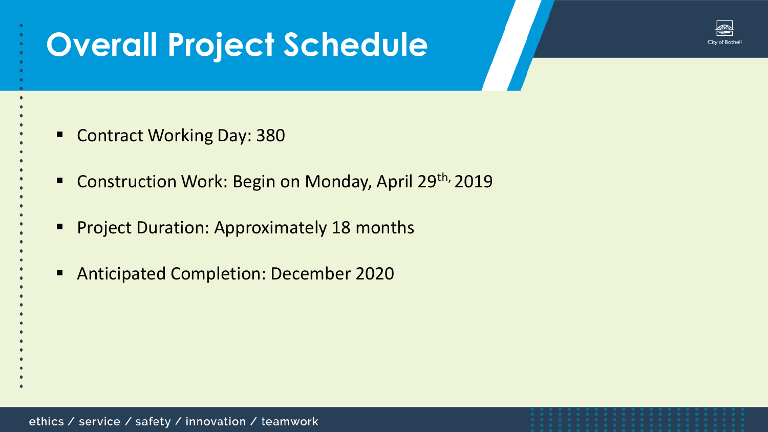# Overall Project Schedule

- Contract Working Day: 380
- Construction Work: Begin on Monday, April 29th, 2019
- Project Duration: Approximately 18 months
- Anticipated Completion: December 2020

ethics / service / safety / innovation / teamwork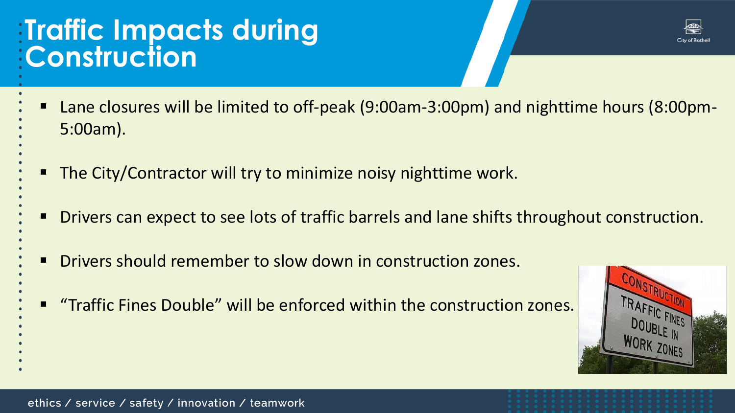# Traffic Impacts during Construction

- Lane closures will be limited to off-peak (9:00am-3:00pm) and nighttime hours (8:00pm-5:00am).
- The City/Contractor will try to minimize noisy nighttime work.
- Drivers can expect to see lots of traffic barrels and lane shifts throughout construction.
- Drivers should remember to slow down in construction zones.
- "Traffic Fines Double" will be enforced within the construction zones.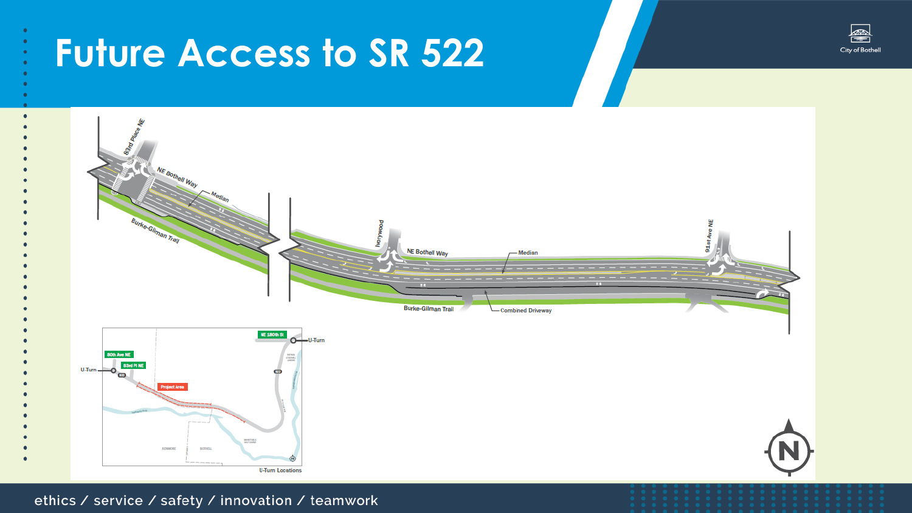# Future Access to SR 522

83rd Place NE

NE Bothell Way

Median

Burke-Gilman Trail

Ivorywood

NE Bothell Way

Median

91st Ave NE

Burke-Gilman Trail

Combined Driveway

NE 180th St

U-Turn

80th Ave NE

83rd Pl NE

U-Turn

Project Area

KENMORE

BOTHELL

U-Turn Locations

ethics / service / safety / innovation / teamwork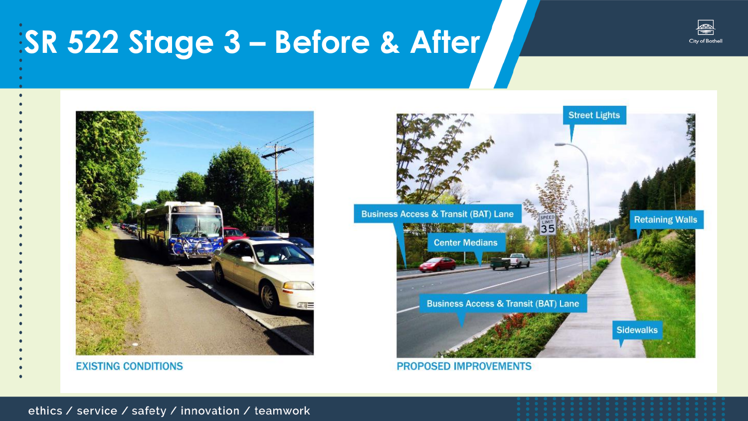# SR 522 Stage 3 – Before & After

Street Lights

Business Access & Transit (BAT) Lane

Center Medians

Retaining Walls

Business Access & Transit (BAT) Lane

Sidewalks

EXISTING CONDITIONS

PROPOSED IMPROVEMENTS

ethics / service / safety / innovation / teamwork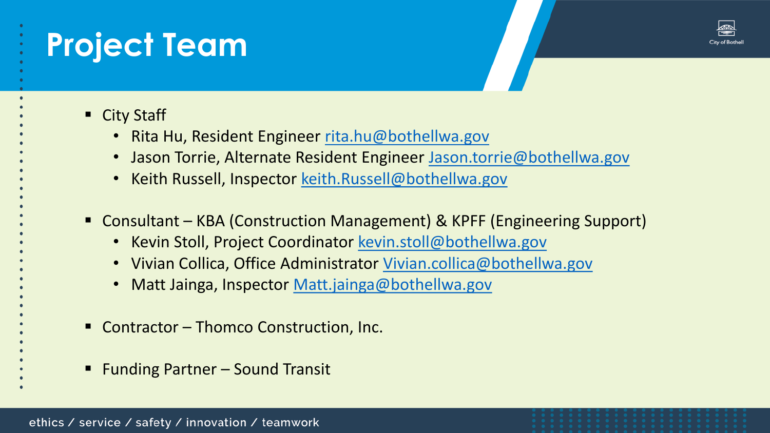# Project Team

- City Staff
  - Rita Hu, Resident Engineer rita.hu@bothellwa.gov
  - Jason Torrie, Alternate Resident Engineer Jason.torrie@bothellwa.gov
  - Keith Russell, Inspector keith.Russell@bothellwa.gov

- Consultant – KBA (Construction Management) & KPFF (Engineering Support)
  - Kevin Stoll, Project Coordinator kevin.stoll@bothellwa.gov
  - Vivian Collica, Office Administrator Vivian.collica@bothellwa.gov
  - Matt Jainga, Inspector Matt.jainga@bothellwa.gov

- Contractor – Thomco Construction, Inc.

- Funding Partner – Sound Transit

ethics / service / safety / innovation / teamwork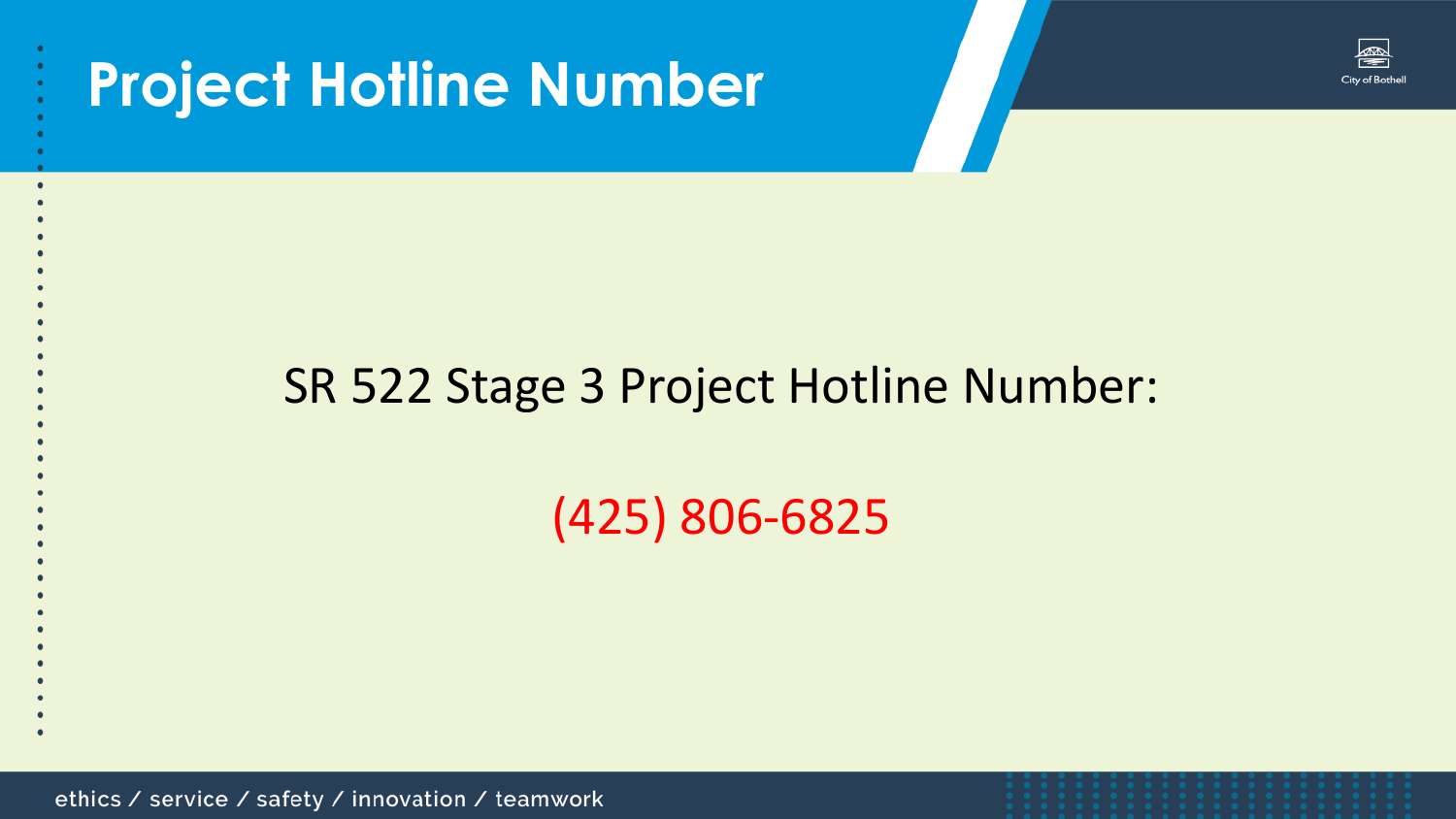# Project Hotline Number

SR 522 Stage 3 Project Hotline Number:

(425) 806-6825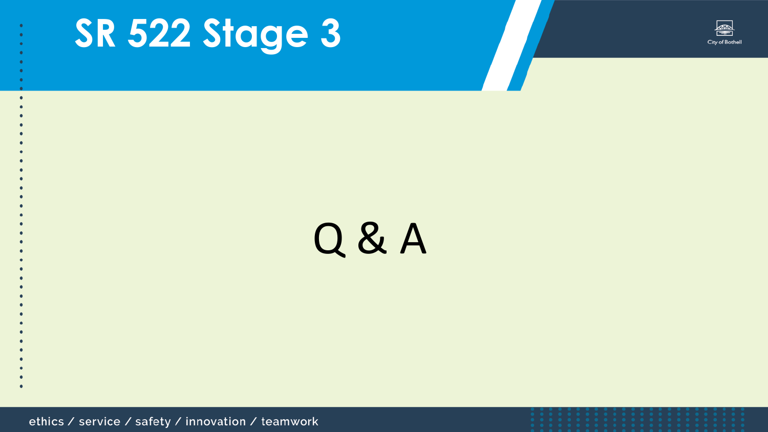# SR 522 Stage 3

Q & A